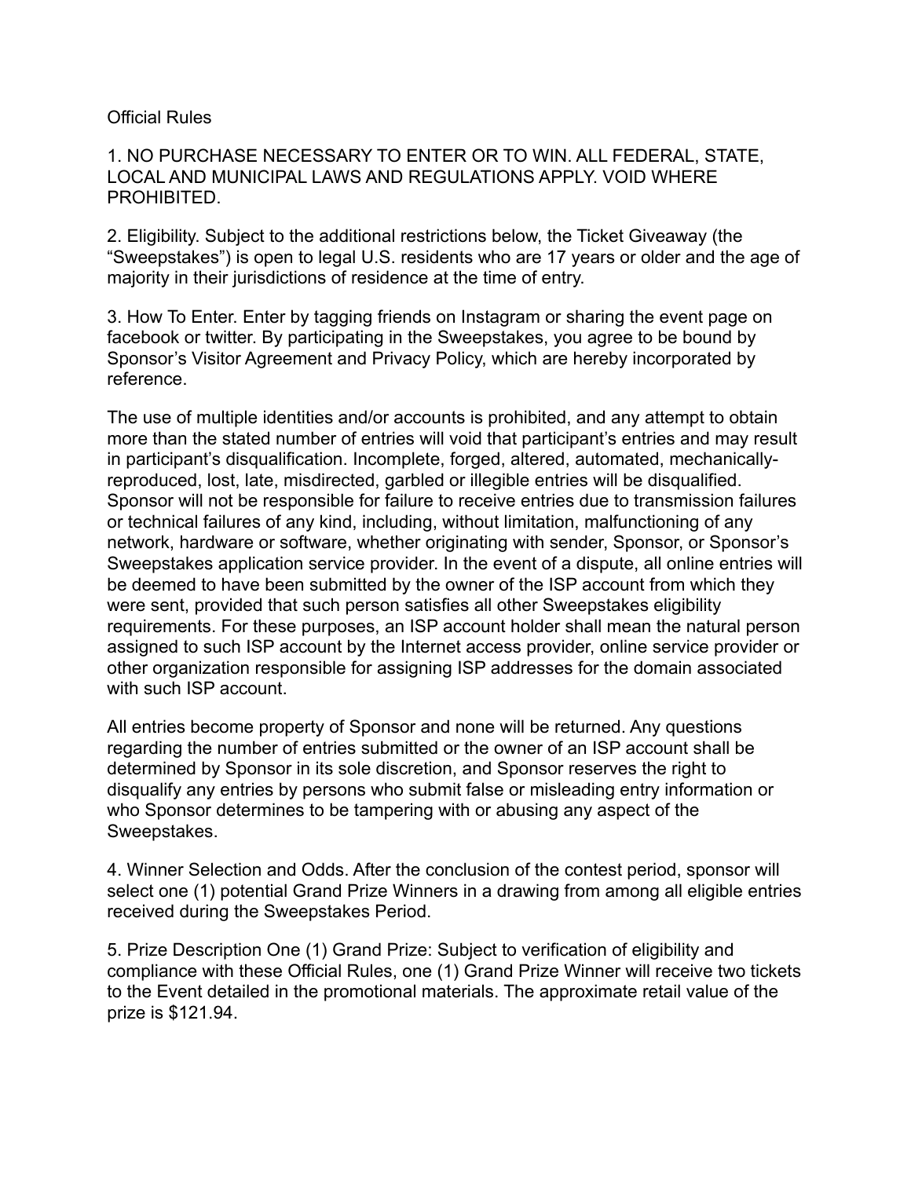# Official Rules

1. NO PURCHASE NECESSARY TO ENTER OR TO WIN. ALL FEDERAL, STATE, LOCAL AND MUNICIPAL LAWS AND REGULATIONS APPLY. VOID WHERE PROHIBITED.

2. Eligibility. Subject to the additional restrictions below, the Ticket Giveaway (the "Sweepstakes") is open to legal U.S. residents who are 17 years or older and the age of majority in their jurisdictions of residence at the time of entry.

3. How To Enter. Enter by tagging friends on Instagram or sharing the event page on facebook or twitter. By participating in the Sweepstakes, you agree to be bound by Sponsor's Visitor Agreement and Privacy Policy, which are hereby incorporated by reference.

The use of multiple identities and/or accounts is prohibited, and any attempt to obtain more than the stated number of entries will void that participant's entries and may result in participant's disqualification. Incomplete, forged, altered, automated, mechanically-reproduced, lost, late, misdirected, garbled or illegible entries will be disqualified. Sponsor will not be responsible for failure to receive entries due to transmission failures or technical failures of any kind, including, without limitation, malfunctioning of any network, hardware or software, whether originating with sender, Sponsor, or Sponsor's Sweepstakes application service provider. In the event of a dispute, all online entries will be deemed to have been submitted by the owner of the ISP account from which they were sent, provided that such person satisfies all other Sweepstakes eligibility requirements. For these purposes, an ISP account holder shall mean the natural person assigned to such ISP account by the Internet access provider, online service provider or other organization responsible for assigning ISP addresses for the domain associated with such ISP account.

All entries become property of Sponsor and none will be returned. Any questions regarding the number of entries submitted or the owner of an ISP account shall be determined by Sponsor in its sole discretion, and Sponsor reserves the right to disqualify any entries by persons who submit false or misleading entry information or who Sponsor determines to be tampering with or abusing any aspect of the Sweepstakes.

4. Winner Selection and Odds. After the conclusion of the contest period, sponsor will select one (1) potential Grand Prize Winners in a drawing from among all eligible entries received during the Sweepstakes Period.

5. Prize Description One (1) Grand Prize: Subject to verification of eligibility and compliance with these Official Rules, one (1) Grand Prize Winner will receive two tickets to the Event detailed in the promotional materials. The approximate retail value of the prize is $121.94.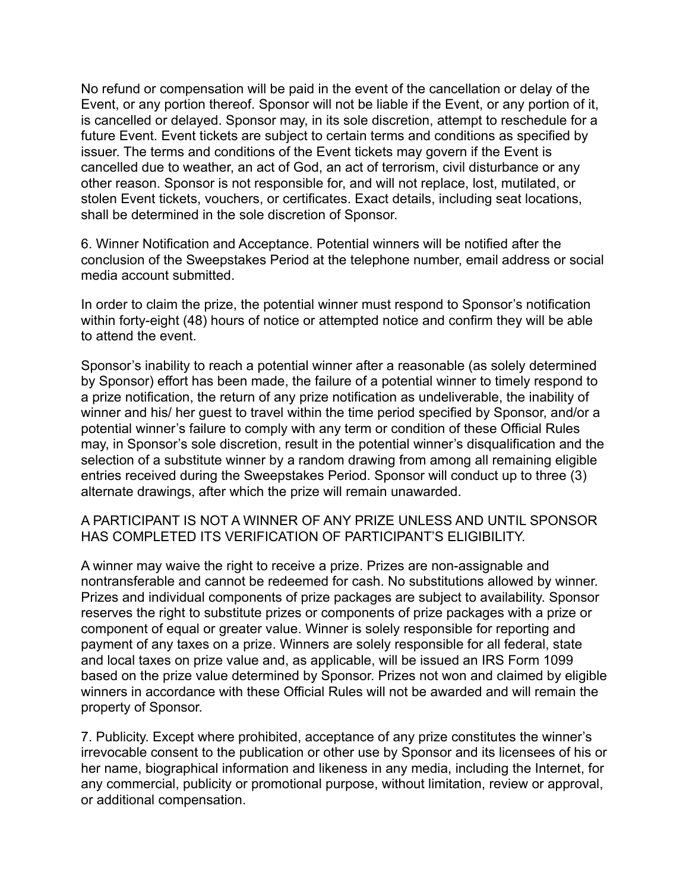No refund or compensation will be paid in the event of the cancellation or delay of the Event, or any portion thereof. Sponsor will not be liable if the Event, or any portion of it, is cancelled or delayed. Sponsor may, in its sole discretion, attempt to reschedule for a future Event. Event tickets are subject to certain terms and conditions as specified by issuer. The terms and conditions of the Event tickets may govern if the Event is cancelled due to weather, an act of God, an act of terrorism, civil disturbance or any other reason. Sponsor is not responsible for, and will not replace, lost, mutilated, or stolen Event tickets, vouchers, or certificates. Exact details, including seat locations, shall be determined in the sole discretion of Sponsor.

6. Winner Notification and Acceptance. Potential winners will be notified after the conclusion of the Sweepstakes Period at the telephone number, email address or social media account submitted.

In order to claim the prize, the potential winner must respond to Sponsor's notification within forty-eight (48) hours of notice or attempted notice and confirm they will be able to attend the event.

Sponsor's inability to reach a potential winner after a reasonable (as solely determined by Sponsor) effort has been made, the failure of a potential winner to timely respond to a prize notification, the return of any prize notification as undeliverable, the inability of winner and his/ her guest to travel within the time period specified by Sponsor, and/or a potential winner's failure to comply with any term or condition of these Official Rules may, in Sponsor's sole discretion, result in the potential winner's disqualification and the selection of a substitute winner by a random drawing from among all remaining eligible entries received during the Sweepstakes Period. Sponsor will conduct up to three (3) alternate drawings, after which the prize will remain unawarded.

A PARTICIPANT IS NOT A WINNER OF ANY PRIZE UNLESS AND UNTIL SPONSOR HAS COMPLETED ITS VERIFICATION OF PARTICIPANT'S ELIGIBILITY.

A winner may waive the right to receive a prize. Prizes are non-assignable and nontransferable and cannot be redeemed for cash. No substitutions allowed by winner. Prizes and individual components of prize packages are subject to availability. Sponsor reserves the right to substitute prizes or components of prize packages with a prize or component of equal or greater value. Winner is solely responsible for reporting and payment of any taxes on a prize. Winners are solely responsible for all federal, state and local taxes on prize value and, as applicable, will be issued an IRS Form 1099 based on the prize value determined by Sponsor. Prizes not won and claimed by eligible winners in accordance with these Official Rules will not be awarded and will remain the property of Sponsor.

7. Publicity. Except where prohibited, acceptance of any prize constitutes the winner's irrevocable consent to the publication or other use by Sponsor and its licensees of his or her name, biographical information and likeness in any media, including the Internet, for any commercial, publicity or promotional purpose, without limitation, review or approval, or additional compensation.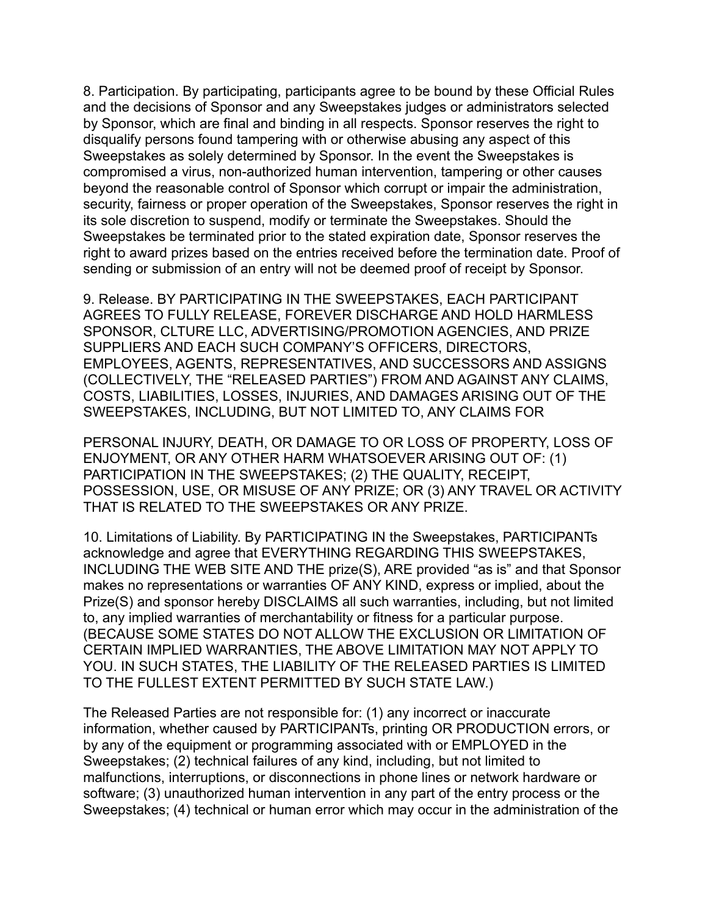8. Participation. By participating, participants agree to be bound by these Official Rules and the decisions of Sponsor and any Sweepstakes judges or administrators selected by Sponsor, which are final and binding in all respects. Sponsor reserves the right to disqualify persons found tampering with or otherwise abusing any aspect of this Sweepstakes as solely determined by Sponsor. In the event the Sweepstakes is compromised a virus, non-authorized human intervention, tampering or other causes beyond the reasonable control of Sponsor which corrupt or impair the administration, security, fairness or proper operation of the Sweepstakes, Sponsor reserves the right in its sole discretion to suspend, modify or terminate the Sweepstakes. Should the Sweepstakes be terminated prior to the stated expiration date, Sponsor reserves the right to award prizes based on the entries received before the termination date. Proof of sending or submission of an entry will not be deemed proof of receipt by Sponsor.

9. Release. BY PARTICIPATING IN THE SWEEPSTAKES, EACH PARTICIPANT AGREES TO FULLY RELEASE, FOREVER DISCHARGE AND HOLD HARMLESS SPONSOR, CLTURE LLC, ADVERTISING/PROMOTION AGENCIES, AND PRIZE SUPPLIERS AND EACH SUCH COMPANY'S OFFICERS, DIRECTORS, EMPLOYEES, AGENTS, REPRESENTATIVES, AND SUCCESSORS AND ASSIGNS (COLLECTIVELY, THE "RELEASED PARTIES") FROM AND AGAINST ANY CLAIMS, COSTS, LIABILITIES, LOSSES, INJURIES, AND DAMAGES ARISING OUT OF THE SWEEPSTAKES, INCLUDING, BUT NOT LIMITED TO, ANY CLAIMS FOR

PERSONAL INJURY, DEATH, OR DAMAGE TO OR LOSS OF PROPERTY, LOSS OF ENJOYMENT, OR ANY OTHER HARM WHATSOEVER ARISING OUT OF: (1) PARTICIPATION IN THE SWEEPSTAKES; (2) THE QUALITY, RECEIPT, POSSESSION, USE, OR MISUSE OF ANY PRIZE; OR (3) ANY TRAVEL OR ACTIVITY THAT IS RELATED TO THE SWEEPSTAKES OR ANY PRIZE.

10. Limitations of Liability. By PARTICIPATING IN the Sweepstakes, PARTICIPANTs acknowledge and agree that EVERYTHING REGARDING THIS SWEEPSTAKES, INCLUDING THE WEB SITE AND THE prize(S), ARE provided "as is" and that Sponsor makes no representations or warranties OF ANY KIND, express or implied, about the Prize(S) and sponsor hereby DISCLAIMS all such warranties, including, but not limited to, any implied warranties of merchantability or fitness for a particular purpose. (BECAUSE SOME STATES DO NOT ALLOW THE EXCLUSION OR LIMITATION OF CERTAIN IMPLIED WARRANTIES, THE ABOVE LIMITATION MAY NOT APPLY TO YOU. IN SUCH STATES, THE LIABILITY OF THE RELEASED PARTIES IS LIMITED TO THE FULLEST EXTENT PERMITTED BY SUCH STATE LAW.)

The Released Parties are not responsible for: (1) any incorrect or inaccurate information, whether caused by PARTICIPANTs, printing OR PRODUCTION errors, or by any of the equipment or programming associated with or EMPLOYED in the Sweepstakes; (2) technical failures of any kind, including, but not limited to malfunctions, interruptions, or disconnections in phone lines or network hardware or software; (3) unauthorized human intervention in any part of the entry process or the Sweepstakes; (4) technical or human error which may occur in the administration of the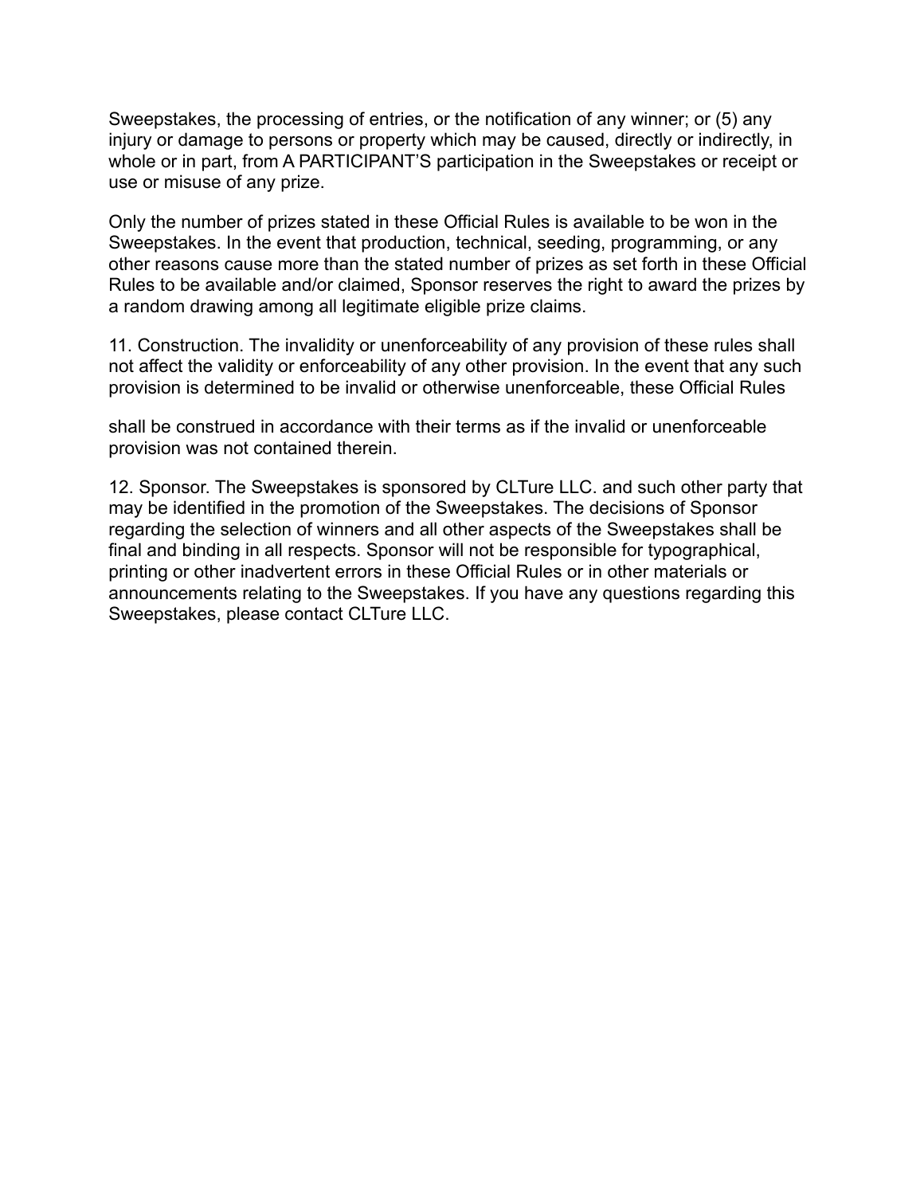Sweepstakes, the processing of entries, or the notification of any winner; or (5) any injury or damage to persons or property which may be caused, directly or indirectly, in whole or in part, from A PARTICIPANT'S participation in the Sweepstakes or receipt or use or misuse of any prize.

Only the number of prizes stated in these Official Rules is available to be won in the Sweepstakes. In the event that production, technical, seeding, programming, or any other reasons cause more than the stated number of prizes as set forth in these Official Rules to be available and/or claimed, Sponsor reserves the right to award the prizes by a random drawing among all legitimate eligible prize claims.

11. Construction. The invalidity or unenforceability of any provision of these rules shall not affect the validity or enforceability of any other provision. In the event that any such provision is determined to be invalid or otherwise unenforceable, these Official Rules shall be construed in accordance with their terms as if the invalid or unenforceable provision was not contained therein.

12. Sponsor. The Sweepstakes is sponsored by CLTure LLC. and such other party that may be identified in the promotion of the Sweepstakes. The decisions of Sponsor regarding the selection of winners and all other aspects of the Sweepstakes shall be final and binding in all respects. Sponsor will not be responsible for typographical, printing or other inadvertent errors in these Official Rules or in other materials or announcements relating to the Sweepstakes. If you have any questions regarding this Sweepstakes, please contact CLTure LLC.